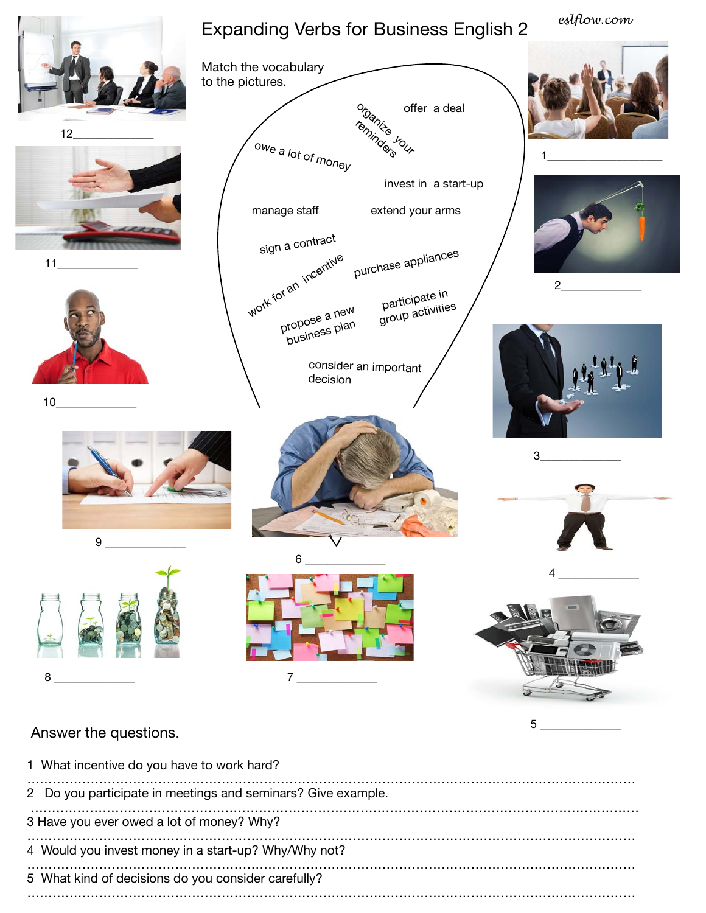# Expanding Verbs for Business English 2

eslflow.com

Match the vocabulary to the pictures.

- offer a deal
- organize your reminders
- owe a lot of money
- invest in a start-up
- manage staff
- extend your arms
- sign a contract
- work for an incentive
- purchase appliances
- propose a new business plan
- participate in group activities
- consider an important decision

1 ____________________

2 ______________

3 ______________

4 ______________

5 ______________

6 ______________

7 ______________

8 ______________

9 ______________

10 ______________

11 ______________

12 ______________

## Answer the questions.

1 What incentive do you have to work hard?

...............................................................................................................................

2 Do you participate in meetings and seminars? Give example.

...............................................................................................................................

3 Have you ever owed a lot of money? Why?

...............................................................................................................................

4 Would you invest money in a start-up? Why/Why not?

...............................................................................................................................

5 What kind of decisions do you consider carefully?

...............................................................................................................................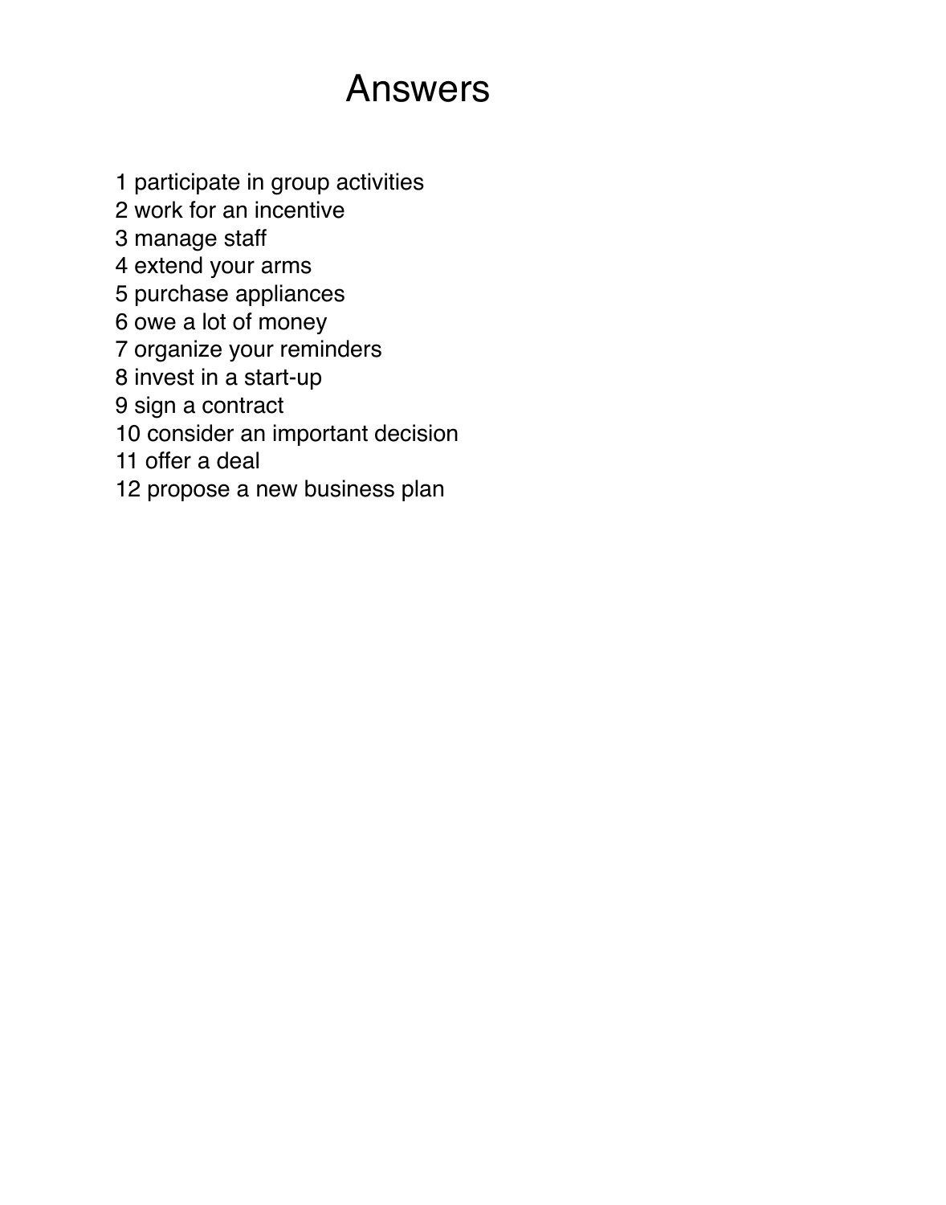# Answers

1 participate in group activities
2 work for an incentive
3 manage staff
4 extend your arms
5 purchase appliances
6 owe a lot of money
7 organize your reminders
8 invest in a start-up
9 sign a contract
10 consider an important decision
11 offer a deal
12 propose a new business plan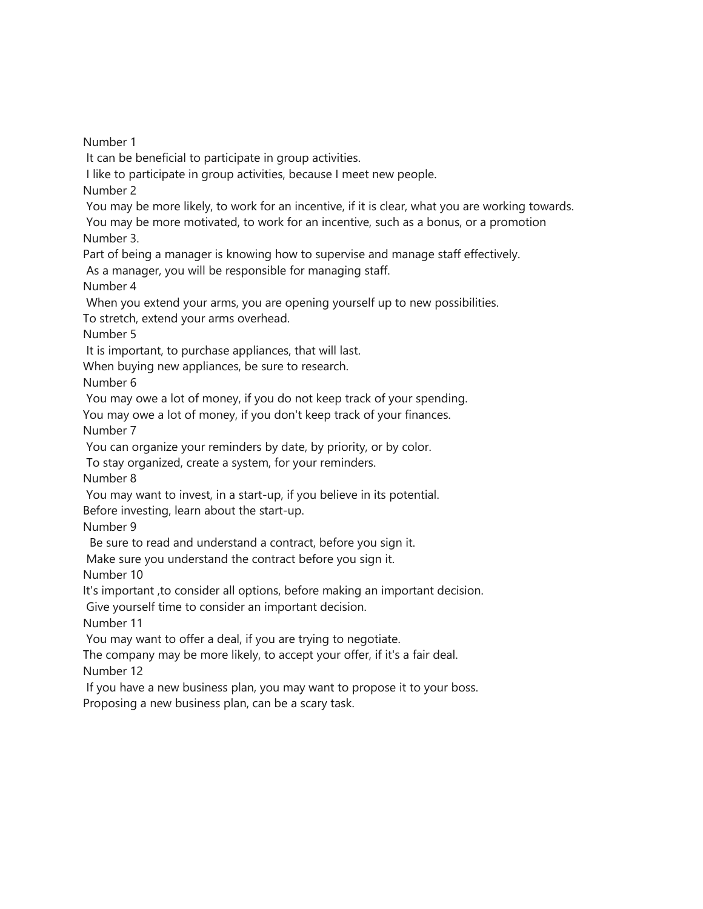Number 1

It can be beneficial to participate in group activities.

I like to participate in group activities, because I meet new people.

Number 2

You may be more likely, to work for an incentive, if it is clear, what you are working towards.

You may be more motivated, to work for an incentive, such as a bonus, or a promotion

Number 3.

Part of being a manager is knowing how to supervise and manage staff effectively.

As a manager, you will be responsible for managing staff.

Number 4

When you extend your arms, you are opening yourself up to new possibilities.

To stretch, extend your arms overhead.

Number 5

It is important, to purchase appliances, that will last.

When buying new appliances, be sure to research.

Number 6

You may owe a lot of money, if you do not keep track of your spending.

You may owe a lot of money, if you don't keep track of your finances.

Number 7

You can organize your reminders by date, by priority, or by color.

To stay organized, create a system, for your reminders.

Number 8

You may want to invest, in a start-up, if you believe in its potential.

Before investing, learn about the start-up.

Number 9

Be sure to read and understand a contract, before you sign it.

Make sure you understand the contract before you sign it.

Number 10

It's important ,to consider all options, before making an important decision.

Give yourself time to consider an important decision.

Number 11

You may want to offer a deal, if you are trying to negotiate.

The company may be more likely, to accept your offer, if it's a fair deal.

Number 12

If you have a new business plan, you may want to propose it to your boss.

Proposing a new business plan, can be a scary task.